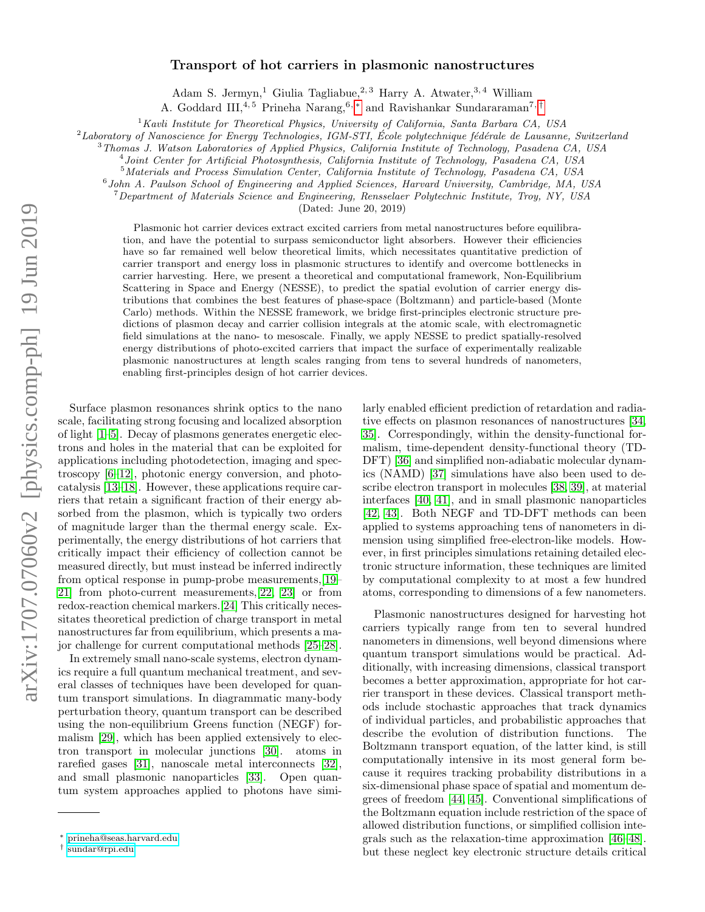# Transport of hot carriers in plasmonic nanostructures

Adam S. Jermyn,[1] Giulia Tagliabue,[2,3] Harry A. Atwater,[3,4] William A. Goddard III,[4,5] Prineha Narang,[6,*] and Ravishankar Sundararaman[7,†]

[1] *Kavli Institute for Theoretical Physics, University of California, Santa Barbara CA, USA*
[2] *Laboratory of Nanoscience for Energy Technologies, IGM-STI, École polytechnique fédérale de Lausanne, Switzerland*
[3] *Thomas J. Watson Laboratories of Applied Physics, California Institute of Technology, Pasadena CA, USA*
[4] *Joint Center for Artificial Photosynthesis, California Institute of Technology, Pasadena CA, USA*
[5] *Materials and Process Simulation Center, California Institute of Technology, Pasadena CA, USA*
[6] *John A. Paulson School of Engineering and Applied Sciences, Harvard University, Cambridge, MA, USA*
[7] *Department of Materials Science and Engineering, Rensselaer Polytechnic Institute, Troy, NY, USA*

(Dated: June 20, 2019)

Plasmonic hot carrier devices extract excited carriers from metal nanostructures before equilibration, and have the potential to surpass semiconductor light absorbers. However their efficiencies have so far remained well below theoretical limits, which necessitates quantitative prediction of carrier transport and energy loss in plasmonic structures to identify and overcome bottlenecks in carrier harvesting. Here, we present a theoretical and computational framework, Non-Equilibrium Scattering in Space and Energy (NESSE), to predict the spatial evolution of carrier energy distributions that combines the best features of phase-space (Boltzmann) and particle-based (Monte Carlo) methods. Within the NESSE framework, we bridge first-principles electronic structure predictions of plasmon decay and carrier collision integrals at the atomic scale, with electromagnetic field simulations at the nano- to mesoscale. Finally, we apply NESSE to predict spatially-resolved energy distributions of photo-excited carriers that impact the surface of experimentally realizable plasmonic nanostructures at length scales ranging from tens to several hundreds of nanometers, enabling first-principles design of hot carrier devices.

Surface plasmon resonances shrink optics to the nano scale, facilitating strong focusing and localized absorption of light [1–5]. Decay of plasmons generates energetic electrons and holes in the material that can be exploited for applications including photodetection, imaging and spectroscopy [6–12], photonic energy conversion, and photocatalysis [13–18]. However, these applications require carriers that retain a significant fraction of their energy absorbed from the plasmon, which is typically two orders of magnitude larger than the thermal energy scale. Experimentally, the energy distributions of hot carriers that critically impact their efficiency of collection cannot be measured directly, but must instead be inferred indirectly from optical response in pump-probe measurements,[19–21] from photo-current measurements,[22, 23] or from redox-reaction chemical markers.[24] This critically necessitates theoretical prediction of charge transport in metal nanostructures far from equilibrium, which presents a major challenge for current computational methods [25–28].

In extremely small nano-scale systems, electron dynamics require a full quantum mechanical treatment, and several classes of techniques have been developed for quantum transport simulations. In diagrammatic many-body perturbation theory, quantum transport can be described using the non-equilibrium Greens function (NEGF) formalism [29], which has been applied extensively to electron transport in molecular junctions [30]. atoms in rarefied gases [31], nanoscale metal interconnects [32], and small plasmonic nanoparticles [33]. Open quantum system approaches applied to photons have similarly enabled efficient prediction of retardation and radiative effects on plasmon resonances of nanostructures [34, 35]. Correspondingly, within the density-functional formalism, time-dependent density-functional theory (TD-DFT) [36] and simplified non-adiabatic molecular dynamics (NAMD) [37] simulations have also been used to describe electron transport in molecules [38, 39], at material interfaces [40, 41], and in small plasmonic nanoparticles [42, 43]. Both NEGF and TD-DFT methods can been applied to systems approaching tens of nanometers in dimension using simplified free-electron-like models. However, in first principles simulations retaining detailed electronic structure information, these techniques are limited by computational complexity to at most a few hundred atoms, corresponding to dimensions of a few nanometers.

Plasmonic nanostructures designed for harvesting hot carriers typically range from ten to several hundred nanometers in dimensions, well beyond dimensions where quantum transport simulations would be practical. Additionally, with increasing dimensions, classical transport becomes a better approximation, appropriate for hot carrier transport in these devices. Classical transport methods include stochastic approaches that track dynamics of individual particles, and probabilistic approaches that describe the evolution of distribution functions. The Boltzmann transport equation, of the latter kind, is still computationally intensive in its most general form because it requires tracking probability distributions in a six-dimensional phase space of spatial and momentum degrees of freedom [44, 45]. Conventional simplifications of the Boltzmann equation include restriction of the space of allowed distribution functions, or simplified collision integrals such as the relaxation-time approximation [46–48]. but these neglect key electronic structure details critical

* prineha@seas.harvard.edu
† sundar@rpi.edu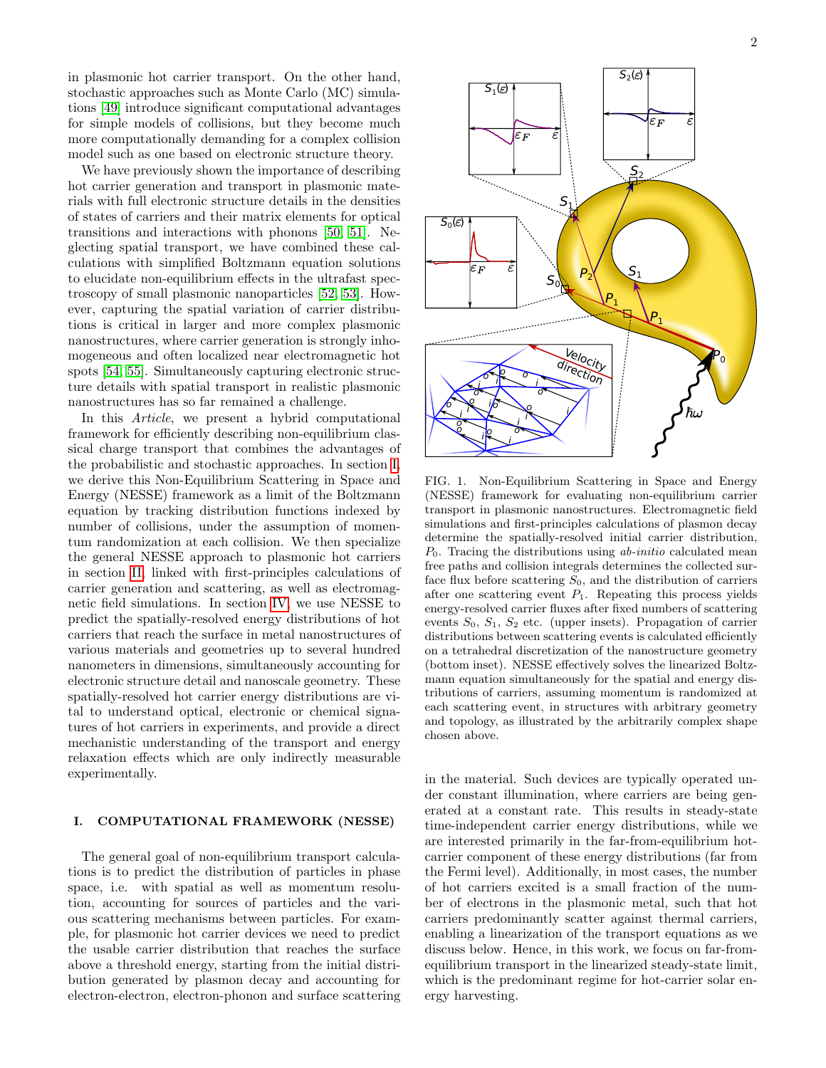in plasmonic hot carrier transport. On the other hand, stochastic approaches such as Monte Carlo (MC) simulations [49] introduce significant computational advantages for simple models of collisions, but they become much more computationally demanding for a complex collision model such as one based on electronic structure theory.

We have previously shown the importance of describing hot carrier generation and transport in plasmonic materials with full electronic structure details in the densities of states of carriers and their matrix elements for optical transitions and interactions with phonons [50, 51]. Neglecting spatial transport, we have combined these calculations with simplified Boltzmann equation solutions to elucidate non-equilibrium effects in the ultrafast spectroscopy of small plasmonic nanoparticles [52, 53]. However, capturing the spatial variation of carrier distributions is critical in larger and more complex plasmonic nanostructures, where carrier generation is strongly inhomogeneous and often localized near electromagnetic hot spots [54, 55]. Simultaneously capturing electronic structure details with spatial transport in realistic plasmonic nanostructures has so far remained a challenge.

In this *Article*, we present a hybrid computational framework for efficiently describing non-equilibrium classical charge transport that combines the advantages of the probabilistic and stochastic approaches. In section I, we derive this Non-Equilibrium Scattering in Space and Energy (NESSE) framework as a limit of the Boltzmann equation by tracking distribution functions indexed by number of collisions, under the assumption of momentum randomization at each collision. We then specialize the general NESSE approach to plasmonic hot carriers in section II, linked with first-principles calculations of carrier generation and scattering, as well as electromagnetic field simulations. In section IV, we use NESSE to predict the spatially-resolved energy distributions of hot carriers that reach the surface in metal nanostructures of various materials and geometries up to several hundred nanometers in dimensions, simultaneously accounting for electronic structure detail and nanoscale geometry. These spatially-resolved hot carrier energy distributions are vital to understand optical, electronic or chemical signatures of hot carriers in experiments, and provide a direct mechanistic understanding of the transport and energy relaxation effects which are only indirectly measurable experimentally.

FIG. 1. Non-Equilibrium Scattering in Space and Energy (NESSE) framework for evaluating non-equilibrium carrier transport in plasmonic nanostructures. Electromagnetic field simulations and first-principles calculations of plasmon decay determine the spatially-resolved initial carrier distribution, $P_0$. Tracing the distributions using *ab-initio* calculated mean free paths and collision integrals determines the collected surface flux before scattering $S_0$, and the distribution of carriers after one scattering event $P_1$. Repeating this process yields energy-resolved carrier fluxes after fixed numbers of scattering events $S_0$, $S_1$, $S_2$ etc. (upper insets). Propagation of carrier distributions between scattering events is calculated efficiently on a tetrahedral discretization of the nanostructure geometry (bottom inset). NESSE effectively solves the linearized Boltzmann equation simultaneously for the spatial and energy distributions of carriers, assuming momentum is randomized at each scattering event, in structures with arbitrary geometry and topology, as illustrated by the arbitrarily complex shape chosen above.

## I. COMPUTATIONAL FRAMEWORK (NESSE)

The general goal of non-equilibrium transport calculations is to predict the distribution of particles in phase space, i.e. with spatial as well as momentum resolution, accounting for sources of particles and the various scattering mechanisms between particles. For example, for plasmonic hot carrier devices we need to predict the usable carrier distribution that reaches the surface above a threshold energy, starting from the initial distribution generated by plasmon decay and accounting for electron-electron, electron-phonon and surface scattering in the material. Such devices are typically operated under constant illumination, where carriers are being generated at a constant rate. This results in steady-state time-independent carrier energy distributions, while we are interested primarily in the far-from-equilibrium hot-carrier component of these energy distributions (far from the Fermi level). Additionally, in most cases, the number of hot carriers excited is a small fraction of the number of electrons in the plasmonic metal, such that hot carriers predominantly scatter against thermal carriers, enabling a linearization of the transport equations as we discuss below. Hence, in this work, we focus on far-from-equilibrium transport in the linearized steady-state limit, which is the predominant regime for hot-carrier solar energy harvesting.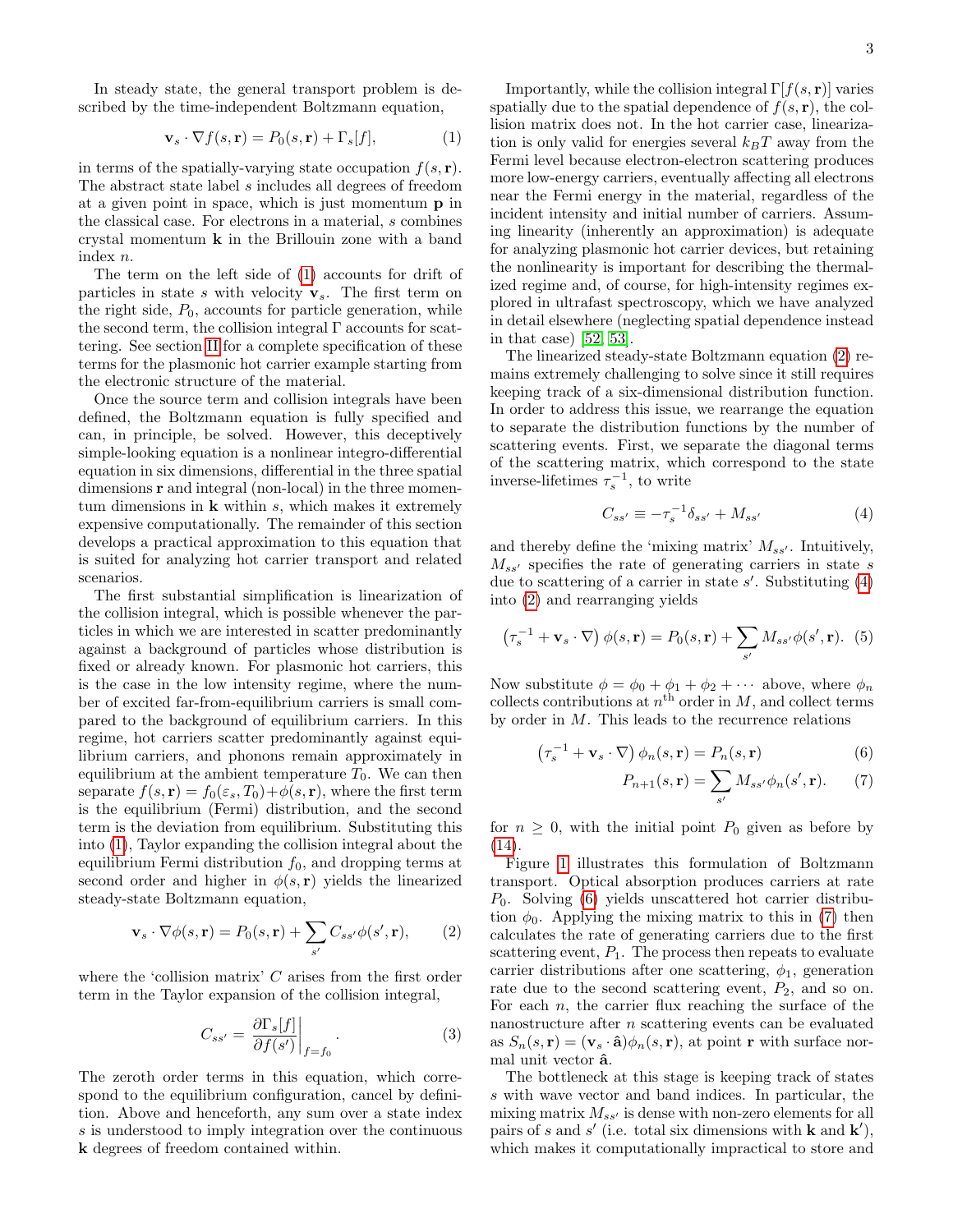In steady state, the general transport problem is described by the time-independent Boltzmann equation,

$$\mathbf{v}_s \cdot \nabla f(s, \mathbf{r}) = P_0(s, \mathbf{r}) + \Gamma_s[f], \tag{1}$$

in terms of the spatially-varying state occupation $f(s, \mathbf{r})$. The abstract state label $s$ includes all degrees of freedom at a given point in space, which is just momentum $\mathbf{p}$ in the classical case. For electrons in a material, $s$ combines crystal momentum $\mathbf{k}$ in the Brillouin zone with a band index $n$.

The term on the left side of (1) accounts for drift of particles in state $s$ with velocity $\mathbf{v}_s$. The first term on the right side, $P_0$, accounts for particle generation, while the second term, the collision integral $\Gamma$ accounts for scattering. See section II for a complete specification of these terms for the plasmonic hot carrier example starting from the electronic structure of the material.

Once the source term and collision integrals have been defined, the Boltzmann equation is fully specified and can, in principle, be solved. However, this deceptively simple-looking equation is a nonlinear integro-differential equation in six dimensions, differential in the three spatial dimensions $\mathbf{r}$ and integral (non-local) in the three momentum dimensions in $\mathbf{k}$ within $s$, which makes it extremely expensive computationally. The remainder of this section develops a practical approximation to this equation that is suited for analyzing hot carrier transport and related scenarios.

The first substantial simplification is linearization of the collision integral, which is possible whenever the particles in which we are interested in scatter predominantly against a background of particles whose distribution is fixed or already known. For plasmonic hot carriers, this is the case in the low intensity regime, where the number of excited far-from-equilibrium carriers is small compared to the background of equilibrium carriers. In this regime, hot carriers scatter predominantly against equilibrium carriers, and phonons remain approximately in equilibrium at the ambient temperature $T_0$. We can then separate $f(s, \mathbf{r}) = f_0(\varepsilon_s, T_0) + \phi(s, \mathbf{r})$, where the first term is the equilibrium (Fermi) distribution, and the second term is the deviation from equilibrium. Substituting this into (1), Taylor expanding the collision integral about the equilibrium Fermi distribution $f_0$, and dropping terms at second order and higher in $\phi(s, \mathbf{r})$ yields the linearized steady-state Boltzmann equation,

$$\mathbf{v}_s \cdot \nabla \phi(s, \mathbf{r}) = P_0(s, \mathbf{r}) + \sum_{s'} C_{ss'} \phi(s', \mathbf{r}), \tag{2}$$

where the 'collision matrix' $C$ arises from the first order term in the Taylor expansion of the collision integral,

$$C_{ss'} = \left. \frac{\partial \Gamma_s[f]}{\partial f(s')} \right|_{f=f_0}. \tag{3}$$

The zeroth order terms in this equation, which correspond to the equilibrium configuration, cancel by definition. Above and henceforth, any sum over a state index $s$ is understood to imply integration over the continuous $\mathbf{k}$ degrees of freedom contained within.

Importantly, while the collision integral $\Gamma[f(s, \mathbf{r})]$ varies spatially due to the spatial dependence of $f(s, \mathbf{r})$, the collision matrix does not. In the hot carrier case, linearization is only valid for energies several $k_B T$ away from the Fermi level because electron-electron scattering produces more low-energy carriers, eventually affecting all electrons near the Fermi energy in the material, regardless of the incident intensity and initial number of carriers. Assuming linearity (inherently an approximation) is adequate for analyzing plasmonic hot carrier devices, but retaining the nonlinearity is important for describing the thermalized regime and, of course, for high-intensity regimes explored in ultrafast spectroscopy, which we have analyzed in detail elsewhere (neglecting spatial dependence instead in that case) [52, 53].

The linearized steady-state Boltzmann equation (2) remains extremely challenging to solve since it still requires keeping track of a six-dimensional distribution function. In order to address this issue, we rearrange the equation to separate the distribution functions by the number of scattering events. First, we separate the diagonal terms of the scattering matrix, which correspond to the state inverse-lifetimes $\tau_s^{-1}$, to write

$$C_{ss'} \equiv -\tau_s^{-1} \delta_{ss'} + M_{ss'} \tag{4}$$

and thereby define the 'mixing matrix' $M_{ss'}$. Intuitively, $M_{ss'}$ specifies the rate of generating carriers in state $s$ due to scattering of a carrier in state $s'$. Substituting (4) into (2) and rearranging yields

$$\left(\tau_s^{-1} + \mathbf{v}_s \cdot \nabla\right) \phi(s, \mathbf{r}) = P_0(s, \mathbf{r}) + \sum_{s'} M_{ss'} \phi(s', \mathbf{r}). \tag{5}$$

Now substitute $\phi = \phi_0 + \phi_1 + \phi_2 + \cdots$ above, where $\phi_n$ collects contributions at $n^{\text{th}}$ order in $M$, and collect terms by order in $M$. This leads to the recurrence relations

$$\left(\tau_s^{-1} + \mathbf{v}_s \cdot \nabla\right) \phi_n(s, \mathbf{r}) = P_n(s, \mathbf{r}) \tag{6}$$

$$P_{n+1}(s, \mathbf{r}) = \sum_{s'} M_{ss'} \phi_n(s', \mathbf{r}). \tag{7}$$

for $n \geq 0$, with the initial point $P_0$ given as before by (14).

Figure 1 illustrates this formulation of Boltzmann transport. Optical absorption produces carriers at rate $P_0$. Solving (6) yields unscattered hot carrier distribution $\phi_0$. Applying the mixing matrix to this in (7) then calculates the rate of generating carriers due to the first scattering event, $P_1$. The process then repeats to evaluate carrier distributions after one scattering, $\phi_1$, generation rate due to the second scattering event, $P_2$, and so on. For each $n$, the carrier flux reaching the surface of the nanostructure after $n$ scattering events can be evaluated as $S_n(s, \mathbf{r}) = (\mathbf{v}_s \cdot \hat{\mathbf{a}}) \phi_n(s, \mathbf{r})$, at point $\mathbf{r}$ with surface normal unit vector $\hat{\mathbf{a}}$.

The bottleneck at this stage is keeping track of states $s$ with wave vector and band indices. In particular, the mixing matrix $M_{ss'}$ is dense with non-zero elements for all pairs of $s$ and $s'$ (i.e. total six dimensions with $\mathbf{k}$ and $\mathbf{k}'$), which makes it computationally impractical to store and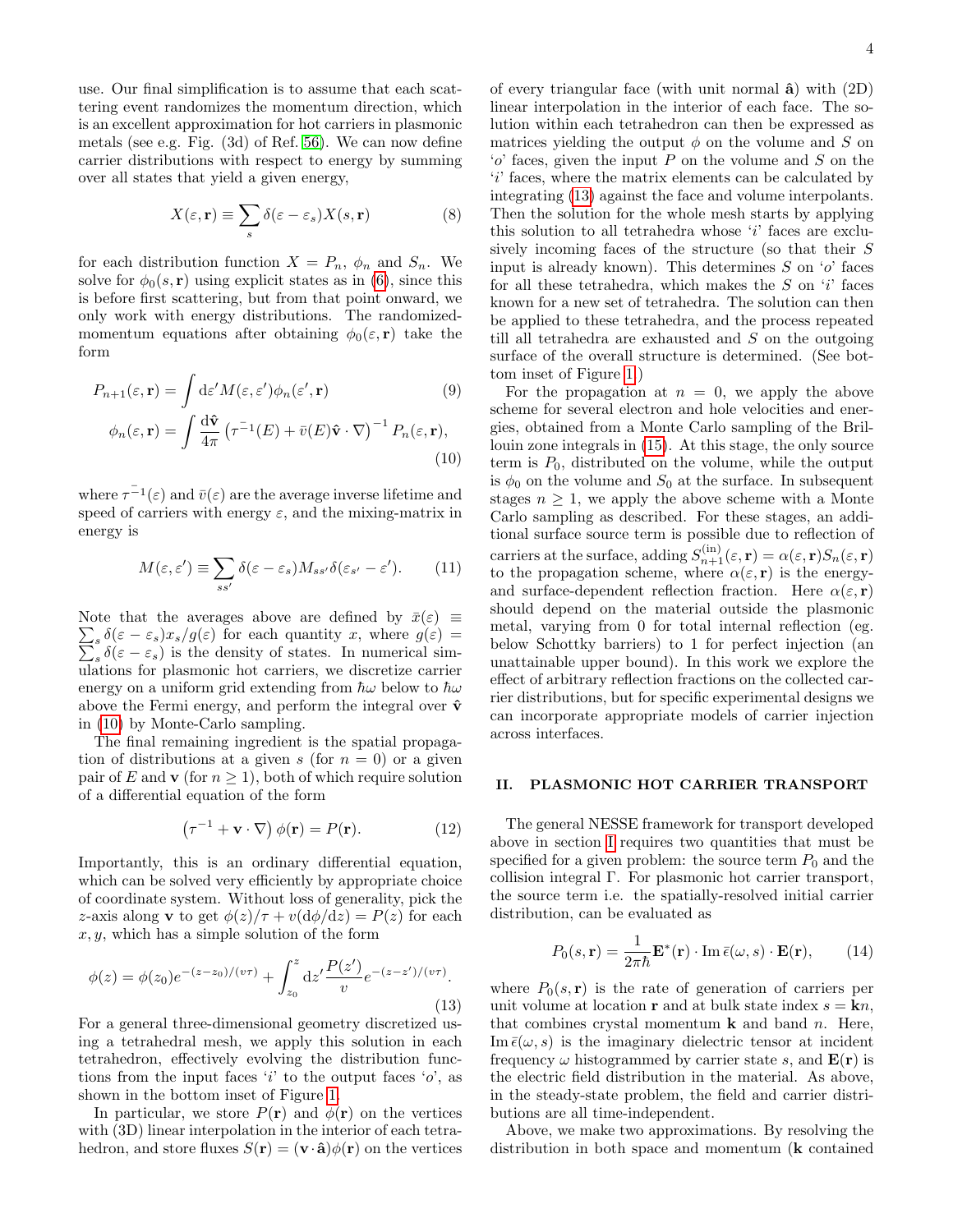use. Our final simplification is to assume that each scattering event randomizes the momentum direction, which is an excellent approximation for hot carriers in plasmonic metals (see e.g. Fig. (3d) of Ref. [56]). We can now define carrier distributions with respect to energy by summing over all states that yield a given energy,

$$X(\varepsilon, \mathbf{r}) \equiv \sum_s \delta(\varepsilon - \varepsilon_s) X(s, \mathbf{r}) \tag{8}$$

for each distribution function $X = P_n$, $\phi_n$ and $S_n$. We solve for $\phi_0(s, \mathbf{r})$ using explicit states as in (6), since this is before first scattering, but from that point onward, we only work with energy distributions. The randomized-momentum equations after obtaining $\phi_0(\varepsilon, \mathbf{r})$ take the form

$$P_{n+1}(\varepsilon, \mathbf{r}) = \int \mathrm{d}\varepsilon' M(\varepsilon, \varepsilon') \phi_n(\varepsilon', \mathbf{r}) \tag{9}$$

$$\phi_n(\varepsilon, \mathbf{r}) = \int \frac{\mathrm{d}\hat{\mathbf{v}}}{4\pi} \left( \bar{\tau^{-1}}(E) + \bar{v}(E) \hat{\mathbf{v}} \cdot \nabla \right)^{-1} P_n(\varepsilon, \mathbf{r}), \tag{10}$$

where $\bar{\tau^{-1}}(\varepsilon)$ and $\bar{v}(\varepsilon)$ are the average inverse lifetime and speed of carriers with energy $\varepsilon$, and the mixing-matrix in energy is

$$M(\varepsilon, \varepsilon') \equiv \sum_{ss'} \delta(\varepsilon - \varepsilon_s) M_{ss'} \delta(\varepsilon_{s'} - \varepsilon'). \tag{11}$$

Note that the averages above are defined by $\bar{x}(\varepsilon) \equiv \sum_s \delta(\varepsilon - \varepsilon_s) x_s / g(\varepsilon)$ for each quantity $x$, where $g(\varepsilon) = \sum_s \delta(\varepsilon - \varepsilon_s)$ is the density of states. In numerical simulations for plasmonic hot carriers, we discretize carrier energy on a uniform grid extending from $\hbar\omega$ below to $\hbar\omega$ above the Fermi energy, and perform the integral over $\hat{\mathbf{v}}$ in (10) by Monte-Carlo sampling.

The final remaining ingredient is the spatial propagation of distributions at a given $s$ (for $n = 0$) or a given pair of $E$ and $\mathbf{v}$ (for $n \geq 1$), both of which require solution of a differential equation of the form

$$\left( \tau^{-1} + \mathbf{v} \cdot \nabla \right) \phi(\mathbf{r}) = P(\mathbf{r}). \tag{12}$$

Importantly, this is an ordinary differential equation, which can be solved very efficiently by appropriate choice of coordinate system. Without loss of generality, pick the $z$-axis along $\mathbf{v}$ to get $\phi(z)/\tau + v(\mathrm{d}\phi/\mathrm{d}z) = P(z)$ for each $x, y$, which has a simple solution of the form

$$\phi(z) = \phi(z_0) e^{-(z - z_0)/(v\tau)} + \int_{z_0}^{z} \mathrm{d}z' \frac{P(z')}{v} e^{-(z - z')/(v\tau)}. \tag{13}$$

For a general three-dimensional geometry discretized using a tetrahedral mesh, we apply this solution in each tetrahedron, effectively evolving the distribution functions from the input faces '$i$' to the output faces '$o$', as shown in the bottom inset of Figure 1.

In particular, we store $P(\mathbf{r})$ and $\phi(\mathbf{r})$ on the vertices with (3D) linear interpolation in the interior of each tetrahedron, and store fluxes $S(\mathbf{r}) = (\mathbf{v} \cdot \hat{\mathbf{a}}) \phi(\mathbf{r})$ on the vertices of every triangular face (with unit normal $\hat{\mathbf{a}}$) with (2D) linear interpolation in the interior of each face. The solution within each tetrahedron can then be expressed as matrices yielding the output $\phi$ on the volume and $S$ on '$o$' faces, given the input $P$ on the volume and $S$ on the '$i$' faces, where the matrix elements can be calculated by integrating (13) against the face and volume interpolants. Then the solution for the whole mesh starts by applying this solution to all tetrahedra whose '$i$' faces are exclusively incoming faces of the structure (so that their $S$ input is already known). This determines $S$ on '$o$' faces for all these tetrahedra, which makes the $S$ on '$i$' faces known for a new set of tetrahedra. The solution can then be applied to these tetrahedra, and the process repeated till all tetrahedra are exhausted and $S$ on the outgoing surface of the overall structure is determined. (See bottom inset of Figure 1.)

For the propagation at $n = 0$, we apply the above scheme for several electron and hole velocities and energies, obtained from a Monte Carlo sampling of the Brillouin zone integrals in (15). At this stage, the only source term is $P_0$, distributed on the volume, while the output is $\phi_0$ on the volume and $S_0$ at the surface. In subsequent stages $n \geq 1$, we apply the above scheme with a Monte Carlo sampling as described. For these stages, an additional surface source term is possible due to reflection of carriers at the surface, adding $S_{n+1}^{(\mathrm{in})}(\varepsilon, \mathbf{r}) = \alpha(\varepsilon, \mathbf{r}) S_n(\varepsilon, \mathbf{r})$ to the propagation scheme, where $\alpha(\varepsilon, \mathbf{r})$ is the energy- and surface-dependent reflection fraction. Here $\alpha(\varepsilon, \mathbf{r})$ should depend on the material outside the plasmonic metal, varying from 0 for total internal reflection (eg. below Schottky barriers) to 1 for perfect injection (an unattainable upper bound). In this work we explore the effect of arbitrary reflection fractions on the collected carrier distributions, but for specific experimental designs we can incorporate appropriate models of carrier injection across interfaces.

## II. PLASMONIC HOT CARRIER TRANSPORT

The general NESSE framework for transport developed above in section I requires two quantities that must be specified for a given problem: the source term $P_0$ and the collision integral $\Gamma$. For plasmonic hot carrier transport, the source term i.e. the spatially-resolved initial carrier distribution, can be evaluated as

$$P_0(s, \mathbf{r}) = \frac{1}{2\pi\hbar} \mathbf{E}^*(\mathbf{r}) \cdot \operatorname{Im} \bar{\epsilon}(\omega, s) \cdot \mathbf{E}(\mathbf{r}), \tag{14}$$

where $P_0(s, \mathbf{r})$ is the rate of generation of carriers per unit volume at location $\mathbf{r}$ and at bulk state index $s = \mathbf{k}n$, that combines crystal momentum $\mathbf{k}$ and band $n$. Here, $\operatorname{Im} \bar{\epsilon}(\omega, s)$ is the imaginary dielectric tensor at incident frequency $\omega$ histogrammed by carrier state $s$, and $\mathbf{E}(\mathbf{r})$ is the electric field distribution in the material. As above, in the steady-state problem, the field and carrier distributions are all time-independent.

Above, we make two approximations. By resolving the distribution in both space and momentum ($\mathbf{k}$ contained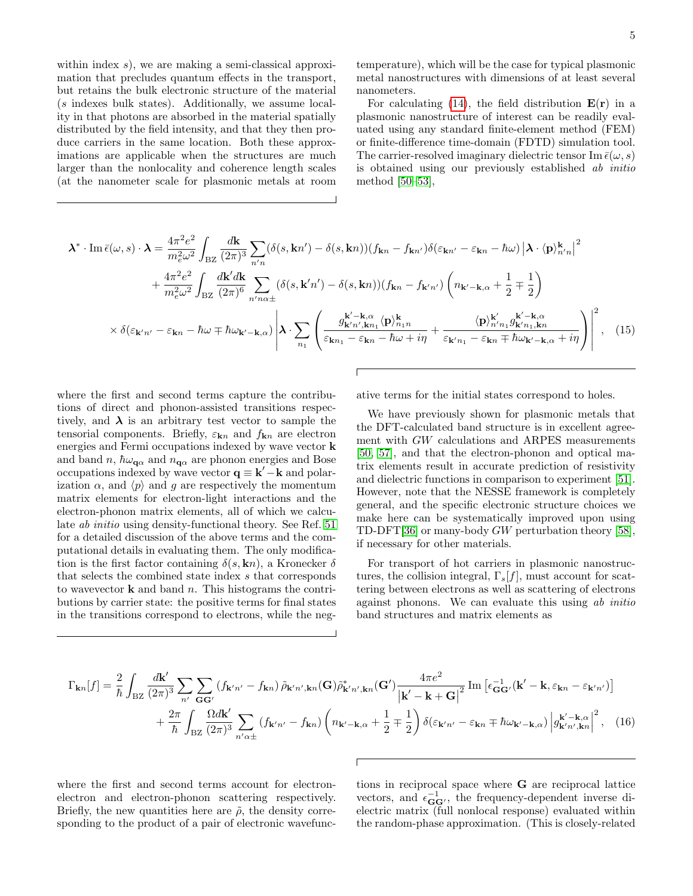within index $s$), we are making a semi-classical approximation that precludes quantum effects in the transport, but retains the bulk electronic structure of the material ($s$ indexes bulk states). Additionally, we assume locality in that photons are absorbed in the material spatially distributed by the field intensity, and that they then produce carriers in the same location. Both these approximations are applicable when the structures are much larger than the nonlocality and coherence length scales (at the nanometer scale for plasmonic metals at room temperature), which will be the case for typical plasmonic metal nanostructures with dimensions of at least several nanometers.

For calculating (14), the field distribution $\mathbf{E}(\mathbf{r})$ in a plasmonic nanostructure of interest can be readily evaluated using any standard finite-element method (FEM) or finite-difference time-domain (FDTD) simulation tool. The carrier-resolved imaginary dielectric tensor $\operatorname{Im}\bar{\epsilon}(\omega, s)$ is obtained using our previously established *ab initio* method [50–53],

$$
\begin{aligned}
\boldsymbol{\lambda}^* \cdot \operatorname{Im}\bar{\epsilon}(\omega, s) \cdot \boldsymbol{\lambda} &= \frac{4\pi^2 e^2}{m_e^2 \omega^2} \int_{\mathrm{BZ}} \frac{d\mathbf{k}}{(2\pi)^3} \sum_{n'n} (\delta(s, \mathbf{k}n') - \delta(s, \mathbf{k}n))(f_{\mathbf{k}n} - f_{\mathbf{k}n'}) \delta(\varepsilon_{\mathbf{k}n'} - \varepsilon_{\mathbf{k}n} - \hbar\omega) \left| \boldsymbol{\lambda} \cdot \langle \mathbf{p} \rangle^{\mathbf{k}}_{n'n} \right|^2 \\
&+ \frac{4\pi^2 e^2}{m_e^2 \omega^2} \int_{\mathrm{BZ}} \frac{d\mathbf{k}' d\mathbf{k}}{(2\pi)^6} \sum_{n'n\alpha\pm} (\delta(s, \mathbf{k}'n') - \delta(s, \mathbf{k}n))(f_{\mathbf{k}n} - f_{\mathbf{k}'n'}) \left( n_{\mathbf{k}'-\mathbf{k},\alpha} + \frac{1}{2} \mp \frac{1}{2} \right) \\
&\times \delta(\varepsilon_{\mathbf{k}'n'} - \varepsilon_{\mathbf{k}n} - \hbar\omega \mp \hbar\omega_{\mathbf{k}'-\mathbf{k},\alpha}) \left| \boldsymbol{\lambda} \cdot \sum_{n_1} \left( \frac{g^{\mathbf{k}'-\mathbf{k},\alpha}_{\mathbf{k}'n',\mathbf{k}n_1} \langle \mathbf{p} \rangle^{\mathbf{k}}_{n_1 n}}{\varepsilon_{\mathbf{k}n_1} - \varepsilon_{\mathbf{k}n} - \hbar\omega + i\eta} + \frac{\langle \mathbf{p} \rangle^{\mathbf{k}'}_{n'n_1} g^{\mathbf{k}'-\mathbf{k},\alpha}_{\mathbf{k}'n_1,\mathbf{k}n}}{\varepsilon_{\mathbf{k}'n_1} - \varepsilon_{\mathbf{k}n} \mp \hbar\omega_{\mathbf{k}'-\mathbf{k},\alpha} + i\eta} \right) \right|^2,
\end{aligned} \tag{15}
$$

where the first and second terms capture the contributions of direct and phonon-assisted transitions respectively, and $\boldsymbol{\lambda}$ is an arbitrary test vector to sample the tensorial components. Briefly, $\varepsilon_{\mathbf{k}n}$ and $f_{\mathbf{k}n}$ are electron energies and Fermi occupations indexed by wave vector $\mathbf{k}$ and band $n$, $\hbar\omega_{\mathbf{q}\alpha}$ and $n_{\mathbf{q}\alpha}$ are phonon energies and Bose occupations indexed by wave vector $\mathbf{q} \equiv \mathbf{k}' - \mathbf{k}$ and polarization $\alpha$, and $\langle p \rangle$ and $g$ are respectively the momentum matrix elements for electron-light interactions and the electron-phonon matrix elements, all of which we calculate *ab initio* using density-functional theory. See Ref. [51] for a detailed discussion of the above terms and the computational details in evaluating them. The only modification is the first factor containing $\delta(s, \mathbf{k}n)$, a Kronecker $\delta$ that selects the combined state index $s$ that corresponds to wavevector $\mathbf{k}$ and band $n$. This histograms the contributions by carrier state: the positive terms for final states in the transitions correspond to electrons, while the negative terms for the initial states correspond to holes.

We have previously shown for plasmonic metals that the DFT-calculated band structure is in excellent agreement with $GW$ calculations and ARPES measurements [50, 57], and that the electron-phonon and optical matrix elements result in accurate prediction of resistivity and dielectric functions in comparison to experiment [51]. However, note that the NESSE framework is completely general, and the specific electronic structure choices we make here can be systematically improved upon using TD-DFT[36] or many-body $GW$ perturbation theory [58], if necessary for other materials.

For transport of hot carriers in plasmonic nanostructures, the collision integral, $\Gamma_s[f]$, must account for scattering between electrons as well as scattering of electrons against phonons. We can evaluate this using *ab initio* band structures and matrix elements as

$$
\begin{aligned}
\Gamma_{\mathbf{k}n}[f] &= \frac{2}{\hbar} \int_{\mathrm{BZ}} \frac{d\mathbf{k}'}{(2\pi)^3} \sum_{n'} \sum_{\mathbf{G}\mathbf{G}'} (f_{\mathbf{k}'n'} - f_{\mathbf{k}n}) \, \tilde{\rho}_{\mathbf{k}'n',\mathbf{k}n}(\mathbf{G}) \tilde{\rho}^*_{\mathbf{k}'n',\mathbf{k}n}(\mathbf{G}') \frac{4\pi e^2}{\left| \mathbf{k}' - \mathbf{k} + \mathbf{G} \right|^2} \operatorname{Im}\left[ \epsilon^{-1}_{\mathbf{G}\mathbf{G}'}(\mathbf{k}' - \mathbf{k}, \varepsilon_{\mathbf{k}n} - \varepsilon_{\mathbf{k}'n'}) \right] \\
&+ \frac{2\pi}{\hbar} \int_{\mathrm{BZ}} \frac{\Omega d\mathbf{k}'}{(2\pi)^3} \sum_{n'\alpha\pm} (f_{\mathbf{k}'n'} - f_{\mathbf{k}n}) \left( n_{\mathbf{k}'-\mathbf{k},\alpha} + \frac{1}{2} \mp \frac{1}{2} \right) \delta(\varepsilon_{\mathbf{k}'n'} - \varepsilon_{\mathbf{k}n} \mp \hbar\omega_{\mathbf{k}'-\mathbf{k},\alpha}) \left| g^{\mathbf{k}'-\mathbf{k},\alpha}_{\mathbf{k}'n',\mathbf{k}n} \right|^2,
\end{aligned} \tag{16}
$$

where the first and second terms account for electron-electron and electron-phonon scattering respectively. Briefly, the new quantities here are $\tilde{\rho}$, the density corresponding to the product of a pair of electronic wavefunctions in reciprocal space where $\mathbf{G}$ are reciprocal lattice vectors, and $\epsilon^{-1}_{\mathbf{G}\mathbf{G}'}$, the frequency-dependent inverse dielectric matrix (full nonlocal response) evaluated within the random-phase approximation. (This is closely-related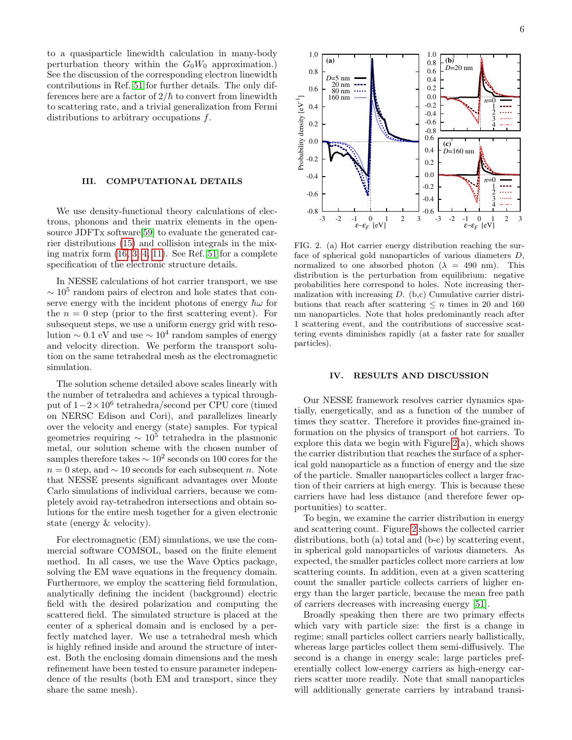to a quasiparticle linewidth calculation in many-body perturbation theory within the $G_0W_0$ approximation.) See the discussion of the corresponding electron linewidth contributions in Ref. [51] for further details. The only differences here are a factor of $2/\hbar$ to convert from linewidth to scattering rate, and a trivial generalization from Fermi distributions to arbitrary occupations $f$.

## III. COMPUTATIONAL DETAILS

We use density-functional theory calculations of electrons, phonons and their matrix elements in the open-source JDFTx software[59] to evaluate the generated carrier distributions (15) and collision integrals in the mixing matrix form (16, 3, 4, 11). See Ref. [51] for a complete specification of the electronic structure details.

In NESSE calculations of hot carrier transport, we use $\sim 10^5$ random pairs of electron and hole states that conserve energy with the incident photons of energy $\hbar\omega$ for the $n = 0$ step (prior to the first scattering event). For subsequent steps, we use a uniform energy grid with resolution $\sim 0.1$ eV and use $\sim 10^4$ random samples of energy and velocity direction. We perform the transport solution on the same tetrahedral mesh as the electromagnetic simulation.

The solution scheme detailed above scales linearly with the number of tetrahedra and achieves a typical throughput of $1-2\times10^6$ tetrahedra/second per CPU core (timed on NERSC Edison and Cori), and parallelizes linearly over the velocity and energy (state) samples. For typical geometries requiring $\sim 10^5$ tetrahedra in the plasmonic metal, our solution scheme with the chosen number of samples therefore takes $\sim 10^2$ seconds on 100 cores for the $n = 0$ step, and $\sim 10$ seconds for each subsequent $n$. Note that NESSE presents significant advantages over Monte Carlo simulations of individual carriers, because we completely avoid ray-tetrahedron intersections and obtain solutions for the entire mesh together for a given electronic state (energy & velocity).

For electromagnetic (EM) simulations, we use the commercial software COMSOL, based on the finite element method. In all cases, we use the Wave Optics package, solving the EM wave equations in the frequency domain. Furthermore, we employ the scattering field formulation, analytically defining the incident (background) electric field with the desired polarization and computing the scattered field. The simulated structure is placed at the center of a spherical domain and is enclosed by a perfectly matched layer. We use a tetrahedral mesh which is highly refined inside and around the structure of interest. Both the enclosing domain dimensions and the mesh refinement have been tested to ensure parameter independence of the results (both EM and transport, since they share the same mesh).

FIG. 2. (a) Hot carrier energy distribution reaching the surface of spherical gold nanoparticles of various diameters $D$, normalized to one absorbed photon ($\lambda$ = 490 nm). This distribution is the perturbation from equilibrium: negative probabilities here correspond to holes. Note increasing thermalization with increasing $D$. (b,c) Cumulative carrier distributions that reach after scattering $\leq n$ times in 20 and 160 nm nanoparticles. Note that holes predominantly reach after 1 scattering event, and the contributions of successive scattering events diminishes rapidly (at a faster rate for smaller particles).

## IV. RESULTS AND DISCUSSION

Our NESSE framework resolves carrier dynamics spatially, energetically, and as a function of the number of times they scatter. Therefore it provides fine-grained information on the physics of transport of hot carriers. To explore this data we begin with Figure 2(a), which shows the carrier distribution that reaches the surface of a spherical gold nanoparticle as a function of energy and the size of the particle. Smaller nanoparticles collect a larger fraction of their carriers at high energy. This is because these carriers have had less distance (and therefore fewer opportunities) to scatter.

To begin, we examine the carrier distribution in energy and scattering count. Figure 2 shows the collected carrier distributions, both (a) total and (b-c) by scattering event, in spherical gold nanoparticles of various diameters. As expected, the smaller particles collect more carriers at low scattering counts. In addition, even at a given scattering count the smaller particle collects carriers of higher energy than the larger particle, because the mean free path of carriers decreases with increasing energy [51].

Broadly speaking then there are two primary effects which vary with particle size: the first is a change in regime; small particles collect carriers nearly ballistically, whereas large particles collect them semi-diffusively. The second is a change in energy scale; large particles preferentially collect low-energy carriers as high-energy carriers scatter more readily. Note that small nanoparticles will additionally generate carriers by intraband transi-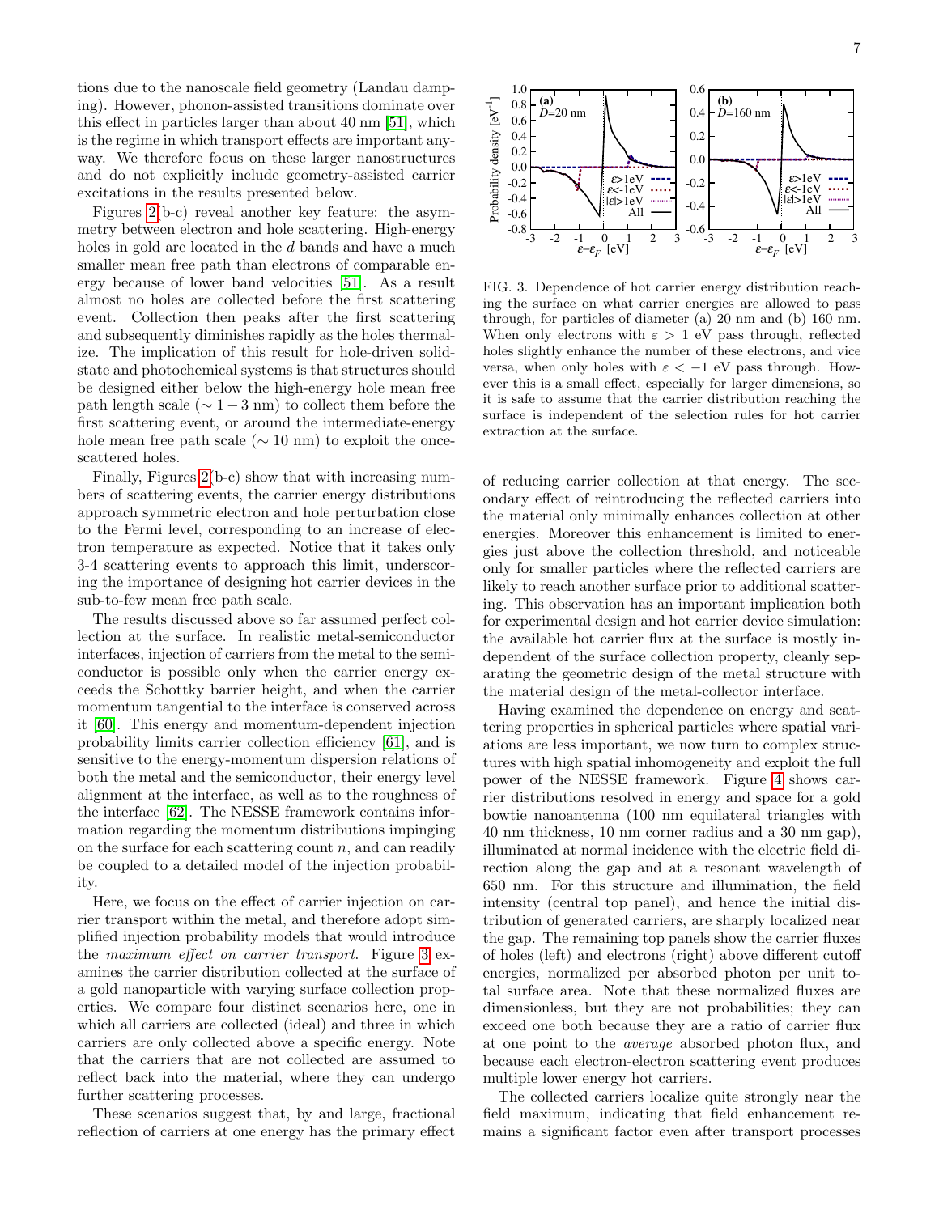tions due to the nanoscale field geometry (Landau damping). However, phonon-assisted transitions dominate over this effect in particles larger than about 40 nm [51], which is the regime in which transport effects are important anyway. We therefore focus on these larger nanostructures and do not explicitly include geometry-assisted carrier excitations in the results presented below.

Figures 2(b-c) reveal another key feature: the asymmetry between electron and hole scattering. High-energy holes in gold are located in the $d$ bands and have a much smaller mean free path than electrons of comparable energy because of lower band velocities [51]. As a result almost no holes are collected before the first scattering event. Collection then peaks after the first scattering and subsequently diminishes rapidly as the holes thermalize. The implication of this result for hole-driven solid-state and photochemical systems is that structures should be designed either below the high-energy hole mean free path length scale ($\sim 1-3$ nm) to collect them before the first scattering event, or around the intermediate-energy hole mean free path scale ($\sim 10$ nm) to exploit the once-scattered holes.

Finally, Figures 2(b-c) show that with increasing numbers of scattering events, the carrier energy distributions approach symmetric electron and hole perturbation close to the Fermi level, corresponding to an increase of electron temperature as expected. Notice that it takes only 3-4 scattering events to approach this limit, underscoring the importance of designing hot carrier devices in the sub-to-few mean free path scale.

The results discussed above so far assumed perfect collection at the surface. In realistic metal-semiconductor interfaces, injection of carriers from the metal to the semiconductor is possible only when the carrier energy exceeds the Schottky barrier height, and when the carrier momentum tangential to the interface is conserved across it [60]. This energy and momentum-dependent injection probability limits carrier collection efficiency [61], and is sensitive to the energy-momentum dispersion relations of both the metal and the semiconductor, their energy level alignment at the interface, as well as to the roughness of the interface [62]. The NESSE framework contains information regarding the momentum distributions impinging on the surface for each scattering count $n$, and can readily be coupled to a detailed model of the injection probability.

Here, we focus on the effect of carrier injection on carrier transport within the metal, and therefore adopt simplified injection probability models that would introduce the *maximum effect on carrier transport*. Figure 3 examines the carrier distribution collected at the surface of a gold nanoparticle with varying surface collection properties. We compare four distinct scenarios here, one in which all carriers are collected (ideal) and three in which carriers are only collected above a specific energy. Note that the carriers that are not collected are assumed to reflect back into the material, where they can undergo further scattering processes.

These scenarios suggest that, by and large, fractional reflection of carriers at one energy has the primary effect of reducing carrier collection at that energy. The secondary effect of reintroducing the reflected carriers into the material only minimally enhances collection at other energies. Moreover this enhancement is limited to energies just above the collection threshold, and noticeable only for smaller particles where the reflected carriers are likely to reach another surface prior to additional scattering. This observation has an important implication both for experimental design and hot carrier device simulation: the available hot carrier flux at the surface is mostly independent of the surface collection property, cleanly separating the geometric design of the metal structure with the material design of the metal-collector interface.

FIG. 3. Dependence of hot carrier energy distribution reaching the surface on what carrier energies are allowed to pass through, for particles of diameter (a) 20 nm and (b) 160 nm. When only electrons with $\varepsilon > 1$ eV pass through, reflected holes slightly enhance the number of these electrons, and vice versa, when only holes with $\varepsilon < -1$ eV pass through. However this is a small effect, especially for larger dimensions, so it is safe to assume that the carrier distribution reaching the surface is independent of the selection rules for hot carrier extraction at the surface.

Having examined the dependence on energy and scattering properties in spherical particles where spatial variations are less important, we now turn to complex structures with high spatial inhomogeneity and exploit the full power of the NESSE framework. Figure 4 shows carrier distributions resolved in energy and space for a gold bowtie nanoantenna (100 nm equilateral triangles with 40 nm thickness, 10 nm corner radius and a 30 nm gap), illuminated at normal incidence with the electric field direction along the gap and at a resonant wavelength of 650 nm. For this structure and illumination, the field intensity (central top panel), and hence the initial distribution of generated carriers, are sharply localized near the gap. The remaining top panels show the carrier fluxes of holes (left) and electrons (right) above different cutoff energies, normalized per absorbed photon per unit total surface area. Note that these normalized fluxes are dimensionless, but they are not probabilities; they can exceed one both because they are a ratio of carrier flux at one point to the *average* absorbed photon flux, and because each electron-electron scattering event produces multiple lower energy hot carriers.

The collected carriers localize quite strongly near the field maximum, indicating that field enhancement remains a significant factor even after transport processes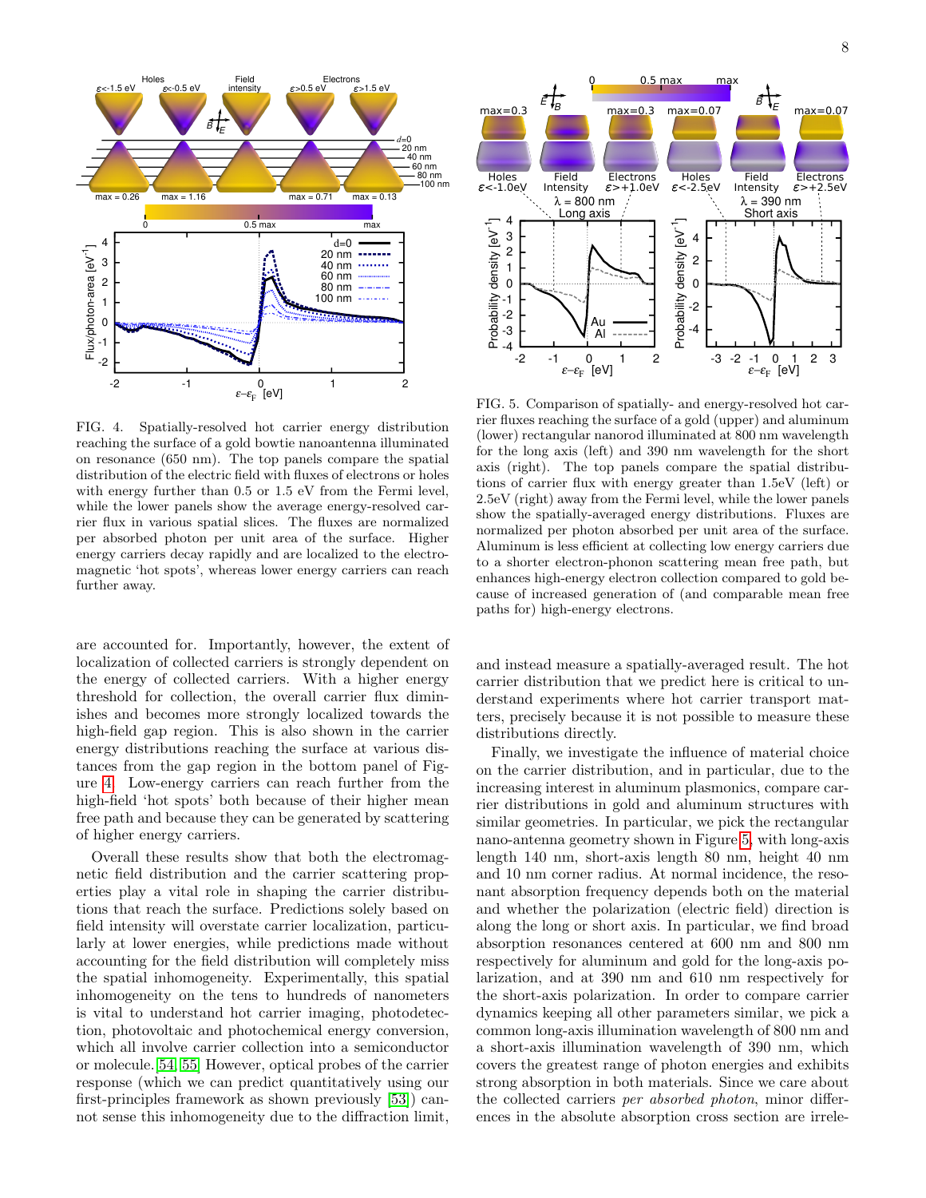FIG. 4. Spatially-resolved hot carrier energy distribution reaching the surface of a gold bowtie nanoantenna illuminated on resonance (650 nm). The top panels compare the spatial distribution of the electric field with fluxes of electrons or holes with energy further than 0.5 or 1.5 eV from the Fermi level, while the lower panels show the average energy-resolved carrier flux in various spatial slices. The fluxes are normalized per absorbed photon per unit area of the surface. Higher energy carriers decay rapidly and are localized to the electromagnetic 'hot spots', whereas lower energy carriers can reach further away.

FIG. 5. Comparison of spatially- and energy-resolved hot carrier fluxes reaching the surface of a gold (upper) and aluminum (lower) rectangular nanorod illuminated at 800 nm wavelength for the long axis (left) and 390 nm wavelength for the short axis (right). The top panels compare the spatial distributions of carrier flux with energy greater than 1.5eV (left) or 2.5eV (right) away from the Fermi level, while the lower panels show the spatially-averaged energy distributions. Fluxes are normalized per photon absorbed per unit area of the surface. Aluminum is less efficient at collecting low energy carriers due to a shorter electron-phonon scattering mean free path, but enhances high-energy electron collection compared to gold because of increased generation of (and comparable mean free paths for) high-energy electrons.

are accounted for. Importantly, however, the extent of localization of collected carriers is strongly dependent on the energy of collected carriers. With a higher energy threshold for collection, the overall carrier flux diminishes and becomes more strongly localized towards the high-field gap region. This is also shown in the carrier energy distributions reaching the surface at various distances from the gap region in the bottom panel of Figure 4. Low-energy carriers can reach further from the high-field 'hot spots' both because of their higher mean free path and because they can be generated by scattering of higher energy carriers.

Overall these results show that both the electromagnetic field distribution and the carrier scattering properties play a vital role in shaping the carrier distributions that reach the surface. Predictions solely based on field intensity will overstate carrier localization, particularly at lower energies, while predictions made without accounting for the field distribution will completely miss the spatial inhomogeneity. Experimentally, this spatial inhomogeneity on the tens to hundreds of nanometers is vital to understand hot carrier imaging, photodetection, photovoltaic and photochemical energy conversion, which all involve carrier collection into a semiconductor or molecule.[54, 55] However, optical probes of the carrier response (which we can predict quantitatively using our first-principles framework as shown previously [53]) cannot sense this inhomogeneity due to the diffraction limit, and instead measure a spatially-averaged result. The hot carrier distribution that we predict here is critical to understand experiments where hot carrier transport matters, precisely because it is not possible to measure these distributions directly.

Finally, we investigate the influence of material choice on the carrier distribution, and in particular, due to the increasing interest in aluminum plasmonics, compare carrier distributions in gold and aluminum structures with similar geometries. In particular, we pick the rectangular nano-antenna geometry shown in Figure 5, with long-axis length 140 nm, short-axis length 80 nm, height 40 nm and 10 nm corner radius. At normal incidence, the resonant absorption frequency depends both on the material and whether the polarization (electric field) direction is along the long or short axis. In particular, we find broad absorption resonances centered at 600 nm and 800 nm respectively for aluminum and gold for the long-axis polarization, and at 390 nm and 610 nm respectively for the short-axis polarization. In order to compare carrier dynamics keeping all other parameters similar, we pick a common long-axis illumination wavelength of 800 nm and a short-axis illumination wavelength of 390 nm, which covers the greatest range of photon energies and exhibits strong absorption in both materials. Since we care about the collected carriers *per absorbed photon*, minor differences in the absolute absorption cross section are irrele-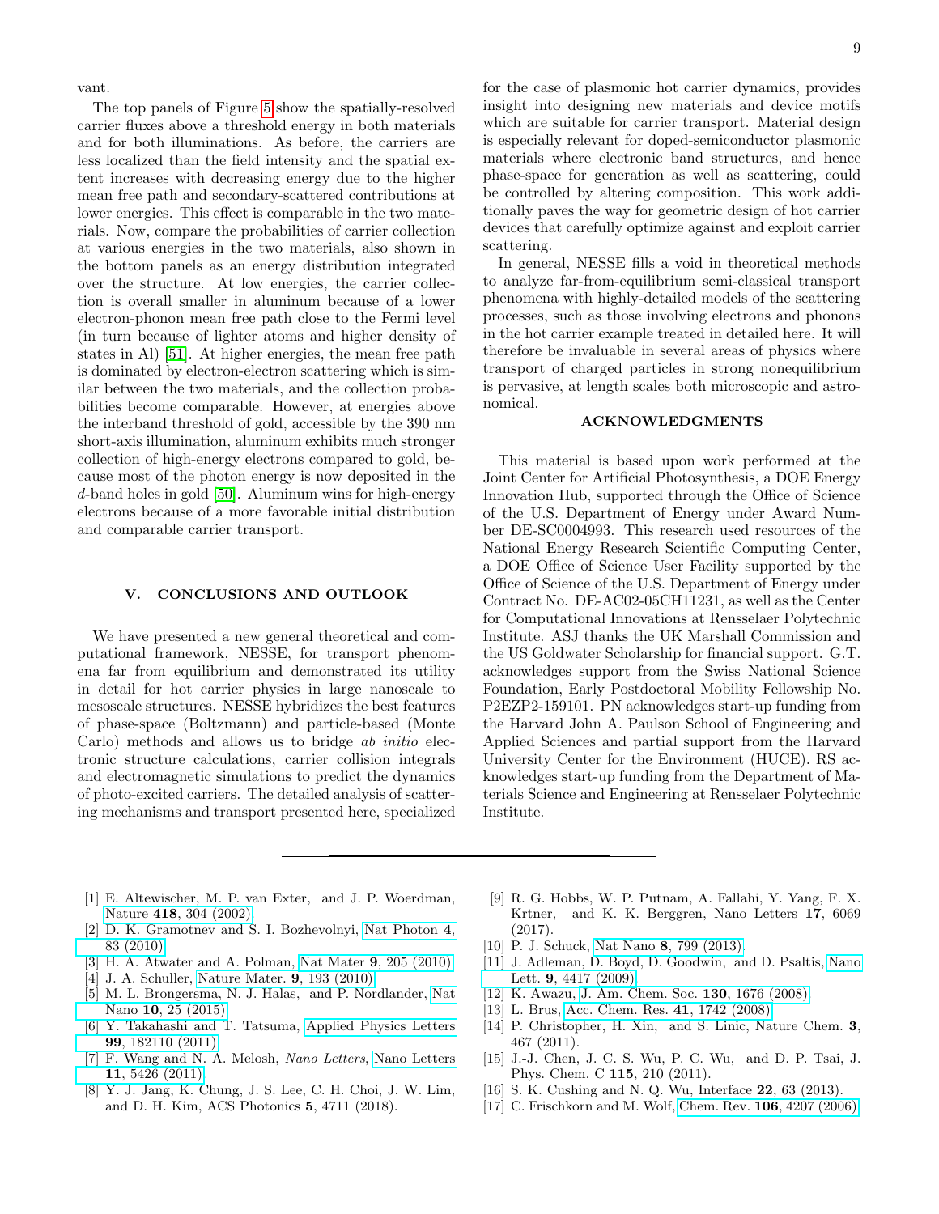vant.

The top panels of Figure 5 show the spatially-resolved carrier fluxes above a threshold energy in both materials and for both illuminations. As before, the carriers are less localized than the field intensity and the spatial extent increases with decreasing energy due to the higher mean free path and secondary-scattered contributions at lower energies. This effect is comparable in the two materials. Now, compare the probabilities of carrier collection at various energies in the two materials, also shown in the bottom panels as an energy distribution integrated over the structure. At low energies, the carrier collection is overall smaller in aluminum because of a lower electron-phonon mean free path close to the Fermi level (in turn because of lighter atoms and higher density of states in Al) [51]. At higher energies, the mean free path is dominated by electron-electron scattering which is similar between the two materials, and the collection probabilities become comparable. However, at energies above the interband threshold of gold, accessible by the 390 nm short-axis illumination, aluminum exhibits much stronger collection of high-energy electrons compared to gold, because most of the photon energy is now deposited in the *d*-band holes in gold [50]. Aluminum wins for high-energy electrons because of a more favorable initial distribution and comparable carrier transport.

## V. CONCLUSIONS AND OUTLOOK

We have presented a new general theoretical and computational framework, NESSE, for transport phenomena far from equilibrium and demonstrated its utility in detail for hot carrier physics in large nanoscale to mesoscale structures. NESSE hybridizes the best features of phase-space (Boltzmann) and particle-based (Monte Carlo) methods and allows us to bridge *ab initio* electronic structure calculations, carrier collision integrals and electromagnetic simulations to predict the dynamics of photo-excited carriers. The detailed analysis of scattering mechanisms and transport presented here, specialized for the case of plasmonic hot carrier dynamics, provides insight into designing new materials and device motifs which are suitable for carrier transport. Material design is especially relevant for doped-semiconductor plasmonic materials where electronic band structures, and hence phase-space for generation as well as scattering, could be controlled by altering composition. This work additionally paves the way for geometric design of hot carrier devices that carefully optimize against and exploit carrier scattering.

In general, NESSE fills a void in theoretical methods to analyze far-from-equilibrium semi-classical transport phenomena with highly-detailed models of the scattering processes, such as those involving electrons and phonons in the hot carrier example treated in detailed here. It will therefore be invaluable in several areas of physics where transport of charged particles in strong nonequilibrium is pervasive, at length scales both microscopic and astronomical.

## ACKNOWLEDGMENTS

This material is based upon work performed at the Joint Center for Artificial Photosynthesis, a DOE Energy Innovation Hub, supported through the Office of Science of the U.S. Department of Energy under Award Number DE-SC0004993. This research used resources of the National Energy Research Scientific Computing Center, a DOE Office of Science User Facility supported by the Office of Science of the U.S. Department of Energy under Contract No. DE-AC02-05CH11231, as well as the Center for Computational Innovations at Rensselaer Polytechnic Institute. ASJ thanks the UK Marshall Commission and the US Goldwater Scholarship for financial support. G.T. acknowledges support from the Swiss National Science Foundation, Early Postdoctoral Mobility Fellowship No. P2EZP2-159101. PN acknowledges start-up funding from the Harvard John A. Paulson School of Engineering and Applied Sciences and partial support from the Harvard University Center for the Environment (HUCE). RS acknowledges start-up funding from the Department of Materials Science and Engineering at Rensselaer Polytechnic Institute.

---

[1] E. Altewischer, M. P. van Exter, and J. P. Woerdman, Nature **418**, 304 (2002).
[2] D. K. Gramotnev and S. I. Bozhevolnyi, Nat Photon **4**, 83 (2010).
[3] H. A. Atwater and A. Polman, Nat Mater **9**, 205 (2010).
[4] J. A. Schuller, Nature Mater. **9**, 193 (2010).
[5] M. L. Brongersma, N. J. Halas, and P. Nordlander, Nat Nano **10**, 25 (2015).
[6] Y. Takahashi and T. Tatsuma, Applied Physics Letters **99**, 182110 (2011).
[7] F. Wang and N. A. Melosh, *Nano Letters*, Nano Letters **11**, 5426 (2011).
[8] Y. J. Jang, K. Chung, J. S. Lee, C. H. Choi, J. W. Lim, and D. H. Kim, ACS Photonics **5**, 4711 (2018).
[9] R. G. Hobbs, W. P. Putnam, A. Fallahi, Y. Yang, F. X. Krtner, and K. K. Berggren, Nano Letters **17**, 6069 (2017).
[10] P. J. Schuck, Nat Nano **8**, 799 (2013).
[11] J. Adleman, D. Boyd, D. Goodwin, and D. Psaltis, Nano Lett. **9**, 4417 (2009).
[12] K. Awazu, J. Am. Chem. Soc. **130**, 1676 (2008).
[13] L. Brus, Acc. Chem. Res. **41**, 1742 (2008).
[14] P. Christopher, H. Xin, and S. Linic, Nature Chem. **3**, 467 (2011).
[15] J.-J. Chen, J. C. S. Wu, P. C. Wu, and D. P. Tsai, J. Phys. Chem. C **115**, 210 (2011).
[16] S. K. Cushing and N. Q. Wu, Interface **22**, 63 (2013).
[17] C. Frischkorn and M. Wolf, Chem. Rev. **106**, 4207 (2006).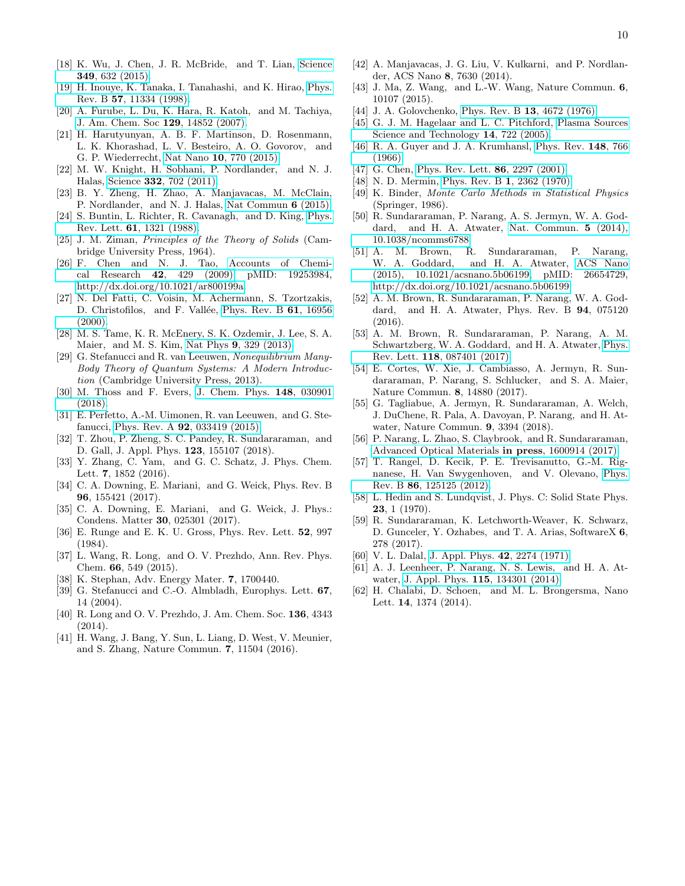[18] K. Wu, J. Chen, J. R. McBride, and T. Lian, Science **349**, 632 (2015).

[19] H. Inouye, K. Tanaka, I. Tanahashi, and K. Hirao, Phys. Rev. B **57**, 11334 (1998).

[20] A. Furube, L. Du, K. Hara, R. Katoh, and M. Tachiya, J. Am. Chem. Soc **129**, 14852 (2007).

[21] H. Harutyunyan, A. B. F. Martinson, D. Rosenmann, L. K. Khorashad, L. V. Besteiro, A. O. Govorov, and G. P. Wiederrecht, Nat Nano **10**, 770 (2015).

[22] M. W. Knight, H. Sobhani, P. Nordlander, and N. J. Halas, Science **332**, 702 (2011).

[23] B. Y. Zheng, H. Zhao, A. Manjavacas, M. McClain, P. Nordlander, and N. J. Halas, Nat Commun **6** (2015).

[24] S. Buntin, L. Richter, R. Cavanagh, and D. King, Phys. Rev. Lett. **61**, 1321 (1988).

[25] J. M. Ziman, *Principles of the Theory of Solids* (Cambridge University Press, 1964).

[26] F. Chen and N. J. Tao, Accounts of Chemical Research **42**, 429 (2009), pMID: 19253984, http://dx.doi.org/10.1021/ar800199a.

[27] N. Del Fatti, C. Voisin, M. Achermann, S. Tzortzakis, D. Christofilos, and F. Vallée, Phys. Rev. B **61**, 16956 (2000).

[28] M. S. Tame, K. R. McEnery, S. K. Ozdemir, J. Lee, S. A. Maier, and M. S. Kim, Nat Phys **9**, 329 (2013).

[29] G. Stefanucci and R. van Leeuwen, *Nonequilibrium Many-Body Theory of Quantum Systems: A Modern Introduction* (Cambridge University Press, 2013).

[30] M. Thoss and F. Evers, J. Chem. Phys. **148**, 030901 (2018).

[31] E. Perfetto, A.-M. Uimonen, R. van Leeuwen, and G. Stefanucci, Phys. Rev. A **92**, 033419 (2015).

[32] T. Zhou, P. Zheng, S. C. Pandey, R. Sundararaman, and D. Gall, J. Appl. Phys. **123**, 155107 (2018).

[33] Y. Zhang, C. Yam, and G. C. Schatz, J. Phys. Chem. Lett. **7**, 1852 (2016).

[34] C. A. Downing, E. Mariani, and G. Weick, Phys. Rev. B **96**, 155421 (2017).

[35] C. A. Downing, E. Mariani, and G. Weick, J. Phys.: Condens. Matter **30**, 025301 (2017).

[36] E. Runge and E. K. U. Gross, Phys. Rev. Lett. **52**, 997 (1984).

[37] L. Wang, R. Long, and O. V. Prezhdo, Ann. Rev. Phys. Chem. **66**, 549 (2015).

[38] K. Stephan, Adv. Energy Mater. **7**, 1700440.

[39] G. Stefanucci and C.-O. Almbladh, Europhys. Lett. **67**, 14 (2004).

[40] R. Long and O. V. Prezhdo, J. Am. Chem. Soc. **136**, 4343 (2014).

[41] H. Wang, J. Bang, Y. Sun, L. Liang, D. West, V. Meunier, and S. Zhang, Nature Commun. **7**, 11504 (2016).

[42] A. Manjavacas, J. G. Liu, V. Kulkarni, and P. Nordlander, ACS Nano **8**, 7630 (2014).

[43] J. Ma, Z. Wang, and L.-W. Wang, Nature Commun. **6**, 10107 (2015).

[44] J. A. Golovchenko, Phys. Rev. B **13**, 4672 (1976).

[45] G. J. M. Hagelaar and L. C. Pitchford, Plasma Sources Science and Technology **14**, 722 (2005).

[46] R. A. Guyer and J. A. Krumhansl, Phys. Rev. **148**, 766 (1966).

[47] G. Chen, Phys. Rev. Lett. **86**, 2297 (2001).

[48] N. D. Mermin, Phys. Rev. B **1**, 2362 (1970).

[49] K. Binder, *Monte Carlo Methods in Statistical Physics* (Springer, 1986).

[50] R. Sundararaman, P. Narang, A. S. Jermyn, W. A. Goddard, and H. A. Atwater, Nat. Commun. **5** (2014), 10.1038/ncomms6788.

[51] A. M. Brown, R. Sundararaman, P. Narang, W. A. Goddard, and H. A. Atwater, ACS Nano (2015), 10.1021/acsnano.5b06199, pMID: 26654729, http://dx.doi.org/10.1021/acsnano.5b06199.

[52] A. M. Brown, R. Sundararaman, P. Narang, W. A. Goddard, and H. A. Atwater, Phys. Rev. B **94**, 075120 (2016).

[53] A. M. Brown, R. Sundararaman, P. Narang, A. M. Schwartzberg, W. A. Goddard, and H. A. Atwater, Phys. Rev. Lett. **118**, 087401 (2017).

[54] E. Cortes, W. Xie, J. Cambiasso, A. Jermyn, R. Sundararaman, P. Narang, S. Schlucker, and S. A. Maier, Nature Commun. **8**, 14880 (2017).

[55] G. Tagliabue, A. Jermyn, R. Sundararaman, A. Welch, J. DuChene, R. Pala, A. Davoyan, P. Narang, and H. Atwater, Nature Commun. **9**, 3394 (2018).

[56] P. Narang, L. Zhao, S. Claybrook, and R. Sundararaman, Advanced Optical Materials **in press**, 1600914 (2017).

[57] T. Rangel, D. Kecik, P. E. Trevisanutto, G.-M. Rignanese, H. Van Swygenhoven, and V. Olevano, Phys. Rev. B **86**, 125125 (2012).

[58] L. Hedin and S. Lundqvist, J. Phys. C: Solid State Phys. **23**, 1 (1970).

[59] R. Sundararaman, K. Letchworth-Weaver, K. Schwarz, D. Gunceler, Y. Ozhabes, and T. A. Arias, SoftwareX **6**, 278 (2017).

[60] V. L. Dalal, J. Appl. Phys. **42**, 2274 (1971).

[61] A. J. Leenheer, P. Narang, N. S. Lewis, and H. A. Atwater, J. Appl. Phys. **115**, 134301 (2014).

[62] H. Chalabi, D. Schoen, and M. L. Brongersma, Nano Lett. **14**, 1374 (2014).